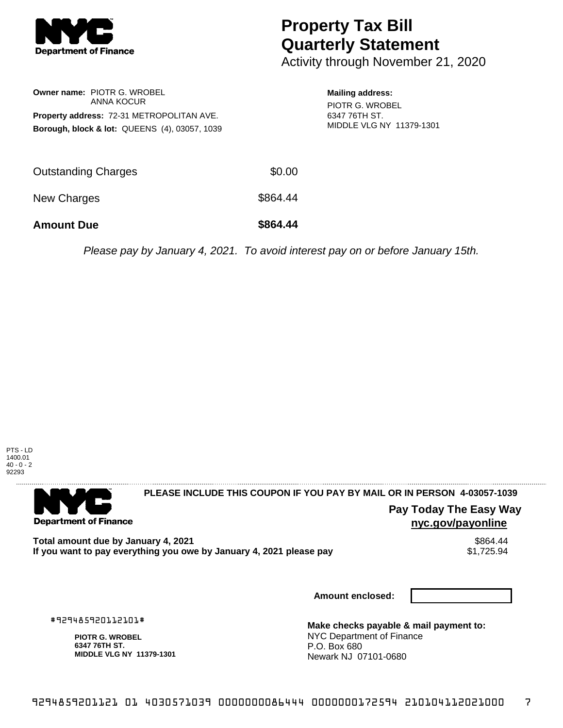# Property Tax Bill Quarterly Statement

Activity through November 21, 2020

**Owner name:** PIOTR G. WROBEL
ANNA KOCUR

**Property address:** 72-31 METROPOLITAN AVE.

**Borough, block & lot:** QUEENS (4), 03057, 1039

**Mailing address:**
PIOTR G. WROBEL
6347 76TH ST.
MIDDLE VLG NY 11379-1301

| | |
|---|---|
| Outstanding Charges | $0.00 |
| New Charges | $864.44 |
| **Amount Due** | **$864.44** |

*Please pay by January 4, 2021. To avoid interest pay on or before January 15th.*

PTS - LD
1400.01
40 - 0 - 2
92293

---

**PLEASE INCLUDE THIS COUPON IF YOU PAY BY MAIL OR IN PERSON 4-03057-1039**

**Pay Today The Easy Way**
**nyc.gov/payonline**

| | |
|---|---|
| **Total amount due by January 4, 2021** | $864.44 |
| **If you want to pay everything you owe by January 4, 2021 please pay** | $1,725.94 |

**Amount enclosed:**

#929485920112101#

**PIOTR G. WROBEL**
**6347 76TH ST.**
**MIDDLE VLG NY 11379-1301**

**Make checks payable & mail payment to:**
NYC Department of Finance
P.O. Box 680
Newark NJ 07101-0680

9294859201121 01 4030571039 0000000086444 0000000172594 210104112021000 7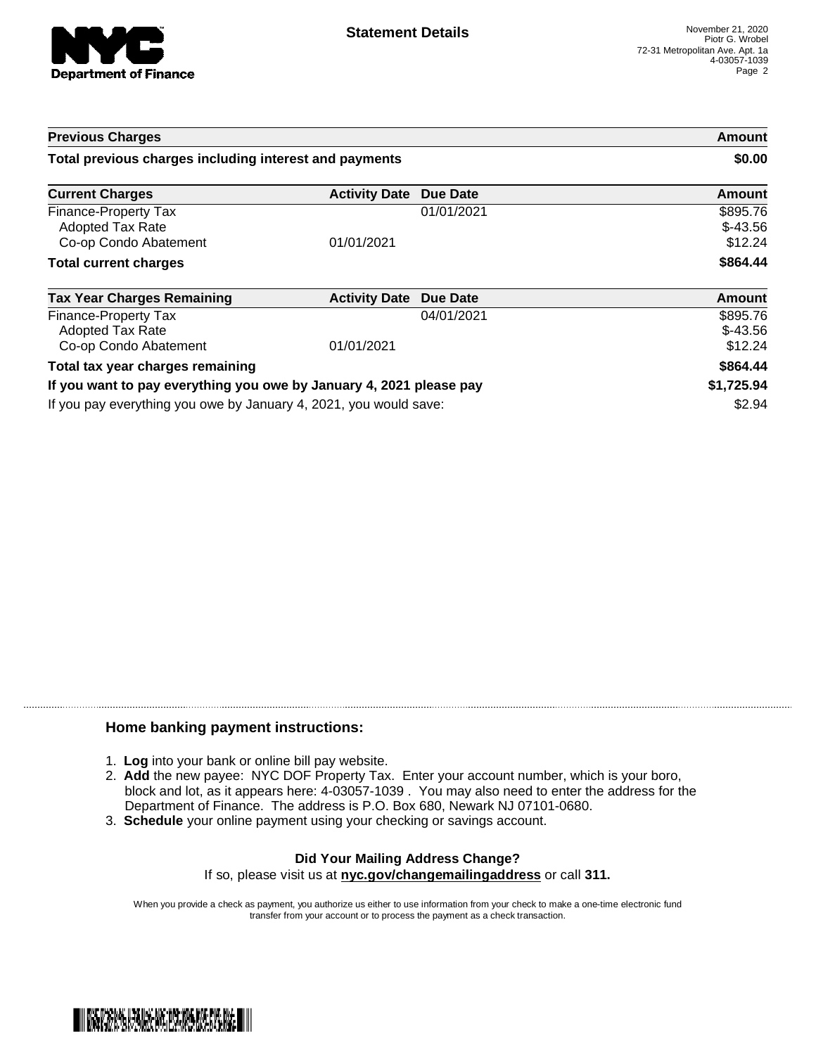# Statement Details

November 21, 2020
Piotr G. Wrobel
72-31 Metropolitan Ave. Apt. 1a
4-03057-1039

| Previous Charges | | | Amount |
|---|---|---|---|
| **Total previous charges including interest and payments** | | | **$0.00** |

| Current Charges | Activity Date | Due Date | Amount |
|---|---|---|---|
| Finance-Property Tax | | 01/01/2021 | $895.76 |
| Adopted Tax Rate | | | $-43.56 |
| Co-op Condo Abatement | 01/01/2021 | | $12.24 |
| **Total current charges** | | | **$864.44** |

| Tax Year Charges Remaining | Activity Date | Due Date | Amount |
|---|---|---|---|
| Finance-Property Tax | | 04/01/2021 | $895.76 |
| Adopted Tax Rate | | | $-43.56 |
| Co-op Condo Abatement | 01/01/2021 | | $12.24 |
| **Total tax year charges remaining** | | | **$864.44** |
| **If you want to pay everything you owe by January 4, 2021 please pay** | | | **$1,725.94** |
| If you pay everything you owe by January 4, 2021, you would save: | | | $2.94 |

## Home banking payment instructions:

1. **Log** into your bank or online bill pay website.
2. **Add** the new payee: NYC DOF Property Tax. Enter your account number, which is your boro, block and lot, as it appears here: 4-03057-1039 . You may also need to enter the address for the Department of Finance. The address is P.O. Box 680, Newark NJ 07101-0680.
3. **Schedule** your online payment using your checking or savings account.

**Did Your Mailing Address Change?**

If so, please visit us at **nyc.gov/changemailingaddress** or call **311.**

When you provide a check as payment, you authorize us either to use information from your check to make a one-time electronic fund transfer from your account or to process the payment as a check transaction.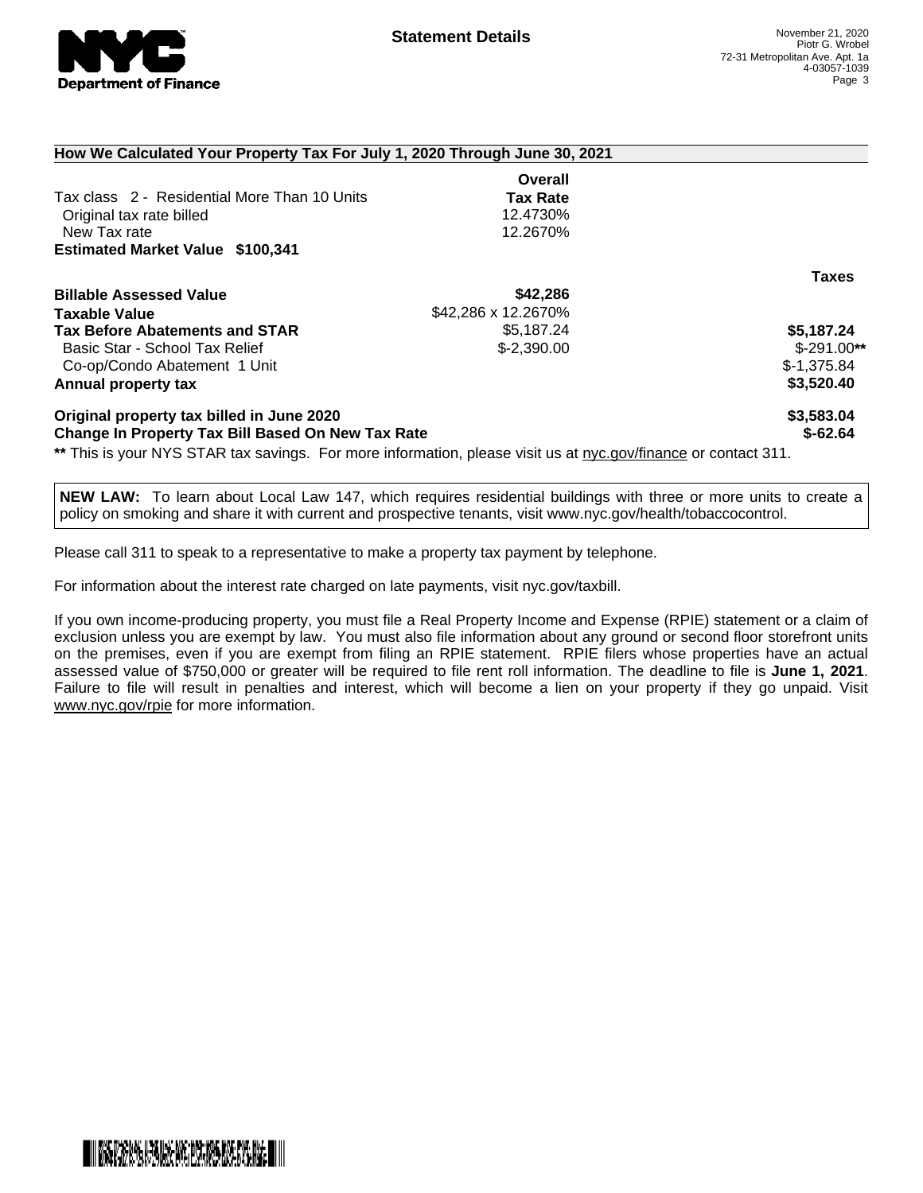## Statement Details

November 21, 2020
Piotr G. Wrobel
72-31 Metropolitan Ave. Apt. 1a
4-03057-1039

### How We Calculated Your Property Tax For July 1, 2020 Through June 30, 2021

| | Overall Tax Rate | Taxes |
|---|---|---|
| Tax class 2 - Residential More Than 10 Units | | |
| Original tax rate billed | 12.4730% | |
| New Tax rate | 12.2670% | |
| **Estimated Market Value $100,341** | | |
| **Billable Assessed Value** | **$42,286** | |
| **Taxable Value** | $42,286 x 12.2670% | |
| **Tax Before Abatements and STAR** | $5,187.24 | **$5,187.24** |
| Basic Star - School Tax Relief | $-2,390.00 | $-291.00** |
| Co-op/Condo Abatement 1 Unit | | $-1,375.84 |
| **Annual property tax** | | **$3,520.40** |
| **Original property tax billed in June 2020** | | **$3,583.04** |
| **Change In Property Tax Bill Based On New Tax Rate** | | **$-62.64** |

** This is your NYS STAR tax savings. For more information, please visit us at nyc.gov/finance or contact 311.

**NEW LAW:** To learn about Local Law 147, which requires residential buildings with three or more units to create a policy on smoking and share it with current and prospective tenants, visit www.nyc.gov/health/tobaccocontrol.

Please call 311 to speak to a representative to make a property tax payment by telephone.

For information about the interest rate charged on late payments, visit nyc.gov/taxbill.

If you own income-producing property, you must file a Real Property Income and Expense (RPIE) statement or a claim of exclusion unless you are exempt by law. You must also file information about any ground or second floor storefront units on the premises, even if you are exempt from filing an RPIE statement. RPIE filers whose properties have an actual assessed value of $750,000 or greater will be required to file rent roll information. The deadline to file is **June 1, 2021**. Failure to file will result in penalties and interest, which will become a lien on your property if they go unpaid. Visit www.nyc.gov/rpie for more information.